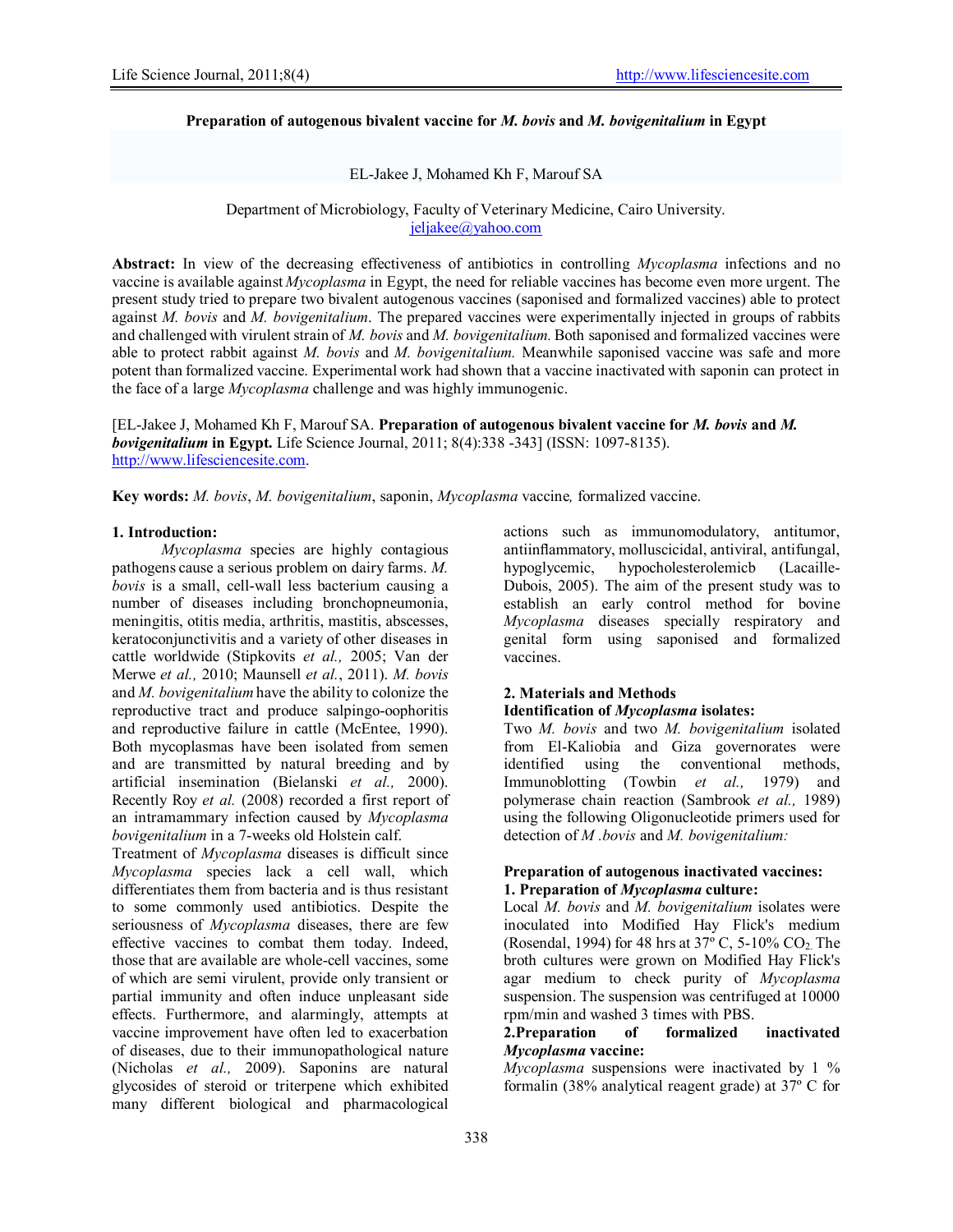# Preparation of autogenous bivalent vaccine for *M. bovis* and *M. bovigenitalium* in Egypt

EL-Jakee J, Mohamed Kh F, Marouf SA

Department of Microbiology, Faculty of Veterinary Medicine, Cairo University.
jeljakee@yahoo.com

**Abstract:** In view of the decreasing effectiveness of antibiotics in controlling *Mycoplasma* infections and no vaccine is available against *Mycoplasma* in Egypt, the need for reliable vaccines has become even more urgent. The present study tried to prepare two bivalent autogenous vaccines (saponised and formalized vaccines) able to protect against *M. bovis* and *M. bovigenitalium*. The prepared vaccines were experimentally injected in groups of rabbits and challenged with virulent strain of *M. bovis* and *M. bovigenitalium.* Both saponised and formalized vaccines were able to protect rabbit against *M. bovis* and *M. bovigenitalium.* Meanwhile saponised vaccine was safe and more potent than formalized vaccine. Experimental work had shown that a vaccine inactivated with saponin can protect in the face of a large *Mycoplasma* challenge and was highly immunogenic.

[EL-Jakee J, Mohamed Kh F, Marouf SA. **Preparation of autogenous bivalent vaccine for *M. bovis* and *M. bovigenitalium* in Egypt.** Life Science Journal, 2011; 8(4):338 -343] (ISSN: 1097-8135). http://www.lifesciencesite.com.

**Key words:** *M. bovis*, *M. bovigenitalium*, saponin, *Mycoplasma* vaccine*,* formalized vaccine.

## 1. Introduction:

*Mycoplasma* species are highly contagious pathogens cause a serious problem on dairy farms. *M. bovis* is a small, cell-wall less bacterium causing a number of diseases including bronchopneumonia, meningitis, otitis media, arthritis, mastitis, abscesses, keratoconjunctivitis and a variety of other diseases in cattle worldwide (Stipkovits *et al.,* 2005; Van der Merwe *et al.,* 2010; Maunsell *et al.*, 2011). *M. bovis* and *M. bovigenitalium* have the ability to colonize the reproductive tract and produce salpingo-oophoritis and reproductive failure in cattle (McEntee, 1990). Both mycoplasmas have been isolated from semen and are transmitted by natural breeding and by artificial insemination (Bielanski *et al.,* 2000). Recently Roy *et al.* (2008) recorded a first report of an intramammary infection caused by *Mycoplasma bovigenitalium* in a 7-weeks old Holstein calf.

Treatment of *Mycoplasma* diseases is difficult since *Mycoplasma* species lack a cell wall, which differentiates them from bacteria and is thus resistant to some commonly used antibiotics. Despite the seriousness of *Mycoplasma* diseases, there are few effective vaccines to combat them today. Indeed, those that are available are whole-cell vaccines, some of which are semi virulent, provide only transient or partial immunity and often induce unpleasant side effects. Furthermore, and alarmingly, attempts at vaccine improvement have often led to exacerbation of diseases, due to their immunopathological nature (Nicholas *et al.,* 2009). Saponins are natural glycosides of steroid or triterpene which exhibited many different biological and pharmacological actions such as immunomodulatory, antitumor, antiinflammatory, molluscicidal, antiviral, antifungal, hypoglycemic, hypocholesterolemicb (Lacaille-Dubois, 2005). The aim of the present study was to establish an early control method for bovine *Mycoplasma* diseases specially respiratory and genital form using saponised and formalized vaccines.

## 2. Materials and Methods

**Identification of *Mycoplasma* isolates:**

Two *M. bovis* and two *M. bovigenitalium* isolated from El-Kaliobia and Giza governorates were identified using the conventional methods, Immunoblotting (Towbin *et al.,* 1979) and polymerase chain reaction (Sambrook *et al.,* 1989) using the following Oligonucleotide primers used for detection of *M .bovis* and *M. bovigenitalium:*

**Preparation of autogenous inactivated vaccines:**

**1. Preparation of *Mycoplasma* culture:**

Local *M. bovis* and *M. bovigenitalium* isolates were inoculated into Modified Hay Flick's medium (Rosendal, 1994) for 48 hrs at 37º C, 5-10% $CO_2$. The broth cultures were grown on Modified Hay Flick's agar medium to check purity of *Mycoplasma* suspension. The suspension was centrifuged at 10000 rpm/min and washed 3 times with PBS.

**2.Preparation of formalized inactivated *Mycoplasma* vaccine:**

*Mycoplasma* suspensions were inactivated by 1 % formalin (38% analytical reagent grade) at 37º C for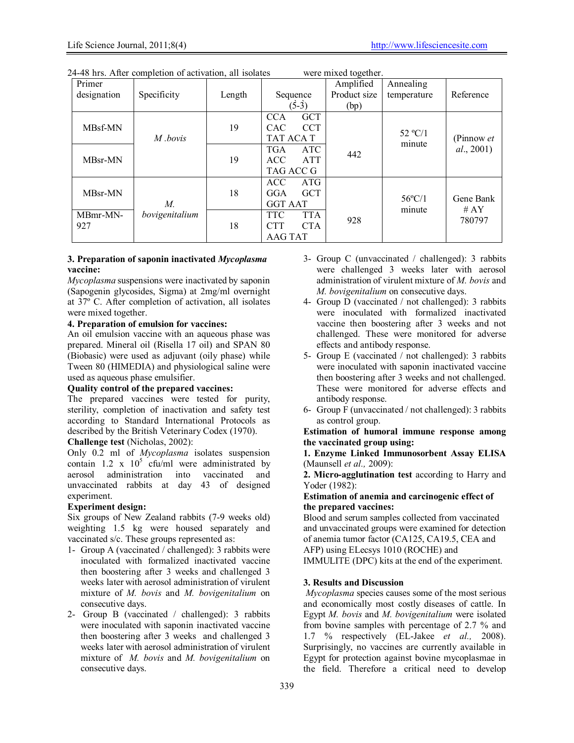24-48 hrs. After completion of activation, all isolates were mixed together.

| Primer designation | Specificity | Length | Sequence (5̀-3̀) | Amplified Product size (bp) | Annealing temperature | Reference |
|---|---|---|---|---|---|---|
| MBsf-MN | *M .bovis* | 19 | CCA GCT CAC CCT TAT ACA T | 442 | 52 ºC/1 minute | (Pinnow *et al*., 2001) |
| MBsr-MN | | 19 | TGA ATC ACC ATT TAG ACC G | | | |
| MBsr-MN | *M. bovigenitalium* | 18 | ACC ATG GGA GCT GGT AAT | 928 | 56ºC/1 minute | Gene Bank # AY 780797 |
| MBmr-MN-927 | | 18 | TTC TTA CTT CTA AAG TAT | | | |

**3. Preparation of saponin inactivated *Mycoplasma* vaccine:**

*Mycoplasma* suspensions were inactivated by saponin (Sapogenin glycosides, Sigma) at 2mg/ml overnight at 37º C. After completion of activation, all isolates were mixed together.

**4. Preparation of emulsion for vaccines:**

An oil emulsion vaccine with an aqueous phase was prepared. Mineral oil (Risella 17 oil) and SPAN 80 (Biobasic) were used as adjuvant (oily phase) while Tween 80 (HIMEDIA) and physiological saline were used as aqueous phase emulsifier.

**Quality control of the prepared vaccines:**

The prepared vaccines were tested for purity, sterility, completion of inactivation and safety test according to Standard International Protocols as described by the British Veterinary Codex (1970).

**Challenge test** (Nicholas, 2002):

Only 0.2 ml of *Mycoplasma* isolates suspension contain $1.2 \times 10^5$ cfu/ml were administrated by aerosol administration into vaccinated and unvaccinated rabbits at day 43 of designed experiment.

**Experiment design:**

Six groups of New Zealand rabbits (7-9 weeks old) weighting 1.5 kg were housed separately and vaccinated s/c. These groups represented as:

1- Group A (vaccinated / challenged): 3 rabbits were inoculated with formalized inactivated vaccine then boostering after 3 weeks and challenged 3 weeks later with aerosol administration of virulent mixture of *M. bovis* and *M. bovigenitalium* on consecutive days.

2- Group B (vaccinated / challenged): 3 rabbits were inoculated with saponin inactivated vaccine then boostering after 3 weeks and challenged 3 weeks later with aerosol administration of virulent mixture of *M. bovis* and *M. bovigenitalium* on consecutive days.

3- Group C (unvaccinated / challenged): 3 rabbits were challenged 3 weeks later with aerosol administration of virulent mixture of *M. bovis* and *M. bovigenitalium* on consecutive days.

4- Group D (vaccinated / not challenged): 3 rabbits were inoculated with formalized inactivated vaccine then boostering after 3 weeks and not challenged. These were monitored for adverse effects and antibody response.

5- Group E (vaccinated / not challenged): 3 rabbits were inoculated with saponin inactivated vaccine then boostering after 3 weeks and not challenged. These were monitored for adverse effects and antibody response.

6- Group F (unvaccinated / not challenged): 3 rabbits as control group.

**Estimation of humoral immune response among the vaccinated group using:**

**1. Enzyme Linked Immunosorbent Assay ELISA** (Maunsell *et al.,* 2009):

**2. Micro-agglutination test** according to Harry and Yoder (1982):

**Estimation of anemia and carcinogenic effect of the prepared vaccines:**

Blood and serum samples collected from vaccinated and unvaccinated groups were examined for detection of anemia tumor factor (CA125, CA19.5, CEA and AFP) using ELecsys 1010 (ROCHE) and IMMULITE (DPC) kits at the end of the experiment.

## 3. Results and Discussion

*Mycoplasma* species causes some of the most serious and economically most costly diseases of cattle. In Egypt *M. bovis* and *M. bovigenitalium* were isolated from bovine samples with percentage of 2.7 % and 1.7 % respectively (EL-Jakee *et al.,* 2008). Surprisingly, no vaccines are currently available in Egypt for protection against bovine mycoplasmae in the field. Therefore a critical need to develop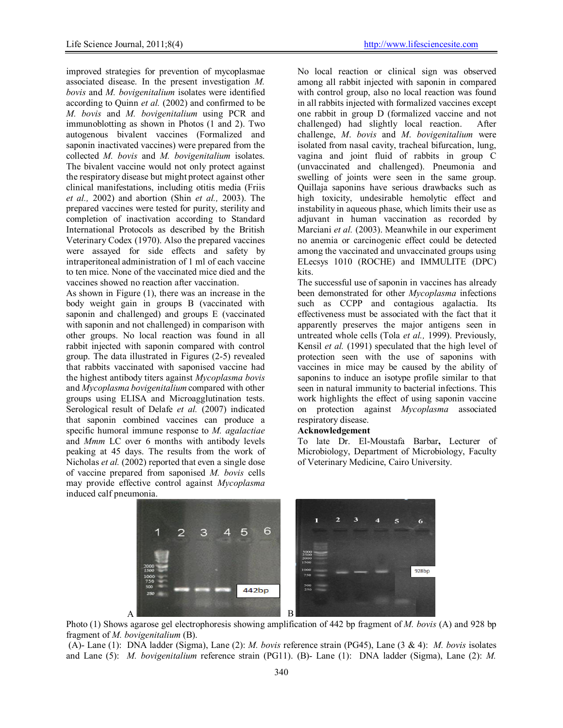improved strategies for prevention of mycoplasmae associated disease. In the present investigation *M. bovis* and *M. bovigenitalium* isolates were identified according to Quinn *et al.* (2002) and confirmed to be *M. bovis* and *M. bovigenitalium* using PCR and immunoblotting as shown in Photos (1 and 2). Two autogenous bivalent vaccines (Formalized and saponin inactivated vaccines) were prepared from the collected *M. bovis* and *M. bovigenitalium* isolates. The bivalent vaccine would not only protect against the respiratory disease but might protect against other clinical manifestations, including otitis media (Friis *et al.,* 2002) and abortion (Shin *et al.,* 2003). The prepared vaccines were tested for purity, sterility and completion of inactivation according to Standard International Protocols as described by the British Veterinary Codex (1970). Also the prepared vaccines were assayed for side effects and safety by intraperitoneal administration of 1 ml of each vaccine to ten mice. None of the vaccinated mice died and the vaccines showed no reaction after vaccination.

As shown in Figure (1), there was an increase in the body weight gain in groups B (vaccinated with saponin and challenged) and groups E (vaccinated with saponin and not challenged) in comparison with other groups. No local reaction was found in all rabbit injected with saponin compared with control group. The data illustrated in Figures (2-5) revealed that rabbits vaccinated with saponised vaccine had the highest antibody titers against *Mycoplasma bovis* and *Mycoplasma bovigenitalium* compared with other groups using ELISA and Microagglutination tests. Serological result of Delafe *et al.* (2007) indicated that saponin combined vaccines can produce a specific humoral immune response to *M. agalactiae* and *Mmm* LC over 6 months with antibody levels peaking at 45 days. The results from the work of Nicholas *et al.* (2002) reported that even a single dose of vaccine prepared from saponised *M. bovis* cells may provide effective control against *Mycoplasma* induced calf pneumonia.

No local reaction or clinical sign was observed among all rabbit injected with saponin in compared with control group, also no local reaction was found in all rabbits injected with formalized vaccines except one rabbit in group D (formalized vaccine and not challenged) had slightly local reaction. After challenge, *M. bovis* and *M. bovigenitalium* were isolated from nasal cavity, tracheal bifurcation, lung, vagina and joint fluid of rabbits in group C (unvaccinated and challenged). Pneumonia and swelling of joints were seen in the same group. Quillaja saponins have serious drawbacks such as high toxicity, undesirable hemolytic effect and instability in aqueous phase, which limits their use as adjuvant in human vaccination as recorded by Marciani *et al.* (2003). Meanwhile in our experiment no anemia or carcinogenic effect could be detected among the vaccinated and unvaccinated groups using ELecsys 1010 (ROCHE) and IMMULITE (DPC) kits.

The successful use of saponin in vaccines has already been demonstrated for other *Mycoplasma* infections such as CCPP and contagious agalactia. Its effectiveness must be associated with the fact that it apparently preserves the major antigens seen in untreated whole cells (Tola *et al.,* 1999). Previously, Kensil *et al.* (1991) speculated that the high level of protection seen with the use of saponins with vaccines in mice may be caused by the ability of saponins to induce an isotype profile similar to that seen in natural immunity to bacterial infections. This work highlights the effect of using saponin vaccine on protection against *Mycoplasma* associated respiratory disease.

**Acknowledgement**

To late Dr. El-Moustafa Barbar**,** Lecturer of Microbiology, Department of Microbiology, Faculty of Veterinary Medicine, Cairo University.

Photo (1) Shows agarose gel electrophoresis showing amplification of 442 bp fragment of *M. bovis* (A) and 928 bp fragment of *M. bovigenitalium* (B).

(A)- Lane (1): DNA ladder (Sigma), Lane (2): *M. bovis* reference strain (PG45), Lane (3 & 4): *M. bovis* isolates and Lane (5): *M. bovigenitalium* reference strain (PG11). (B)- Lane (1): DNA ladder (Sigma), Lane (2): *M.*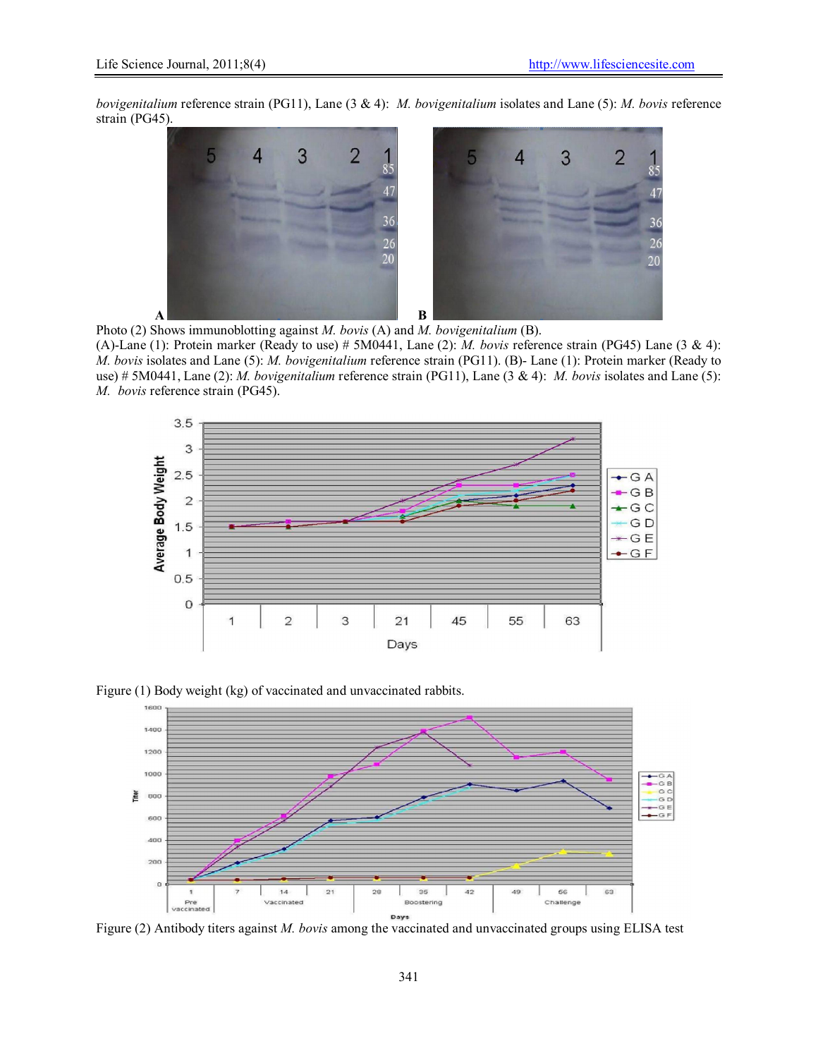*bovigenitalium* reference strain (PG11), Lane (3 & 4): *M. bovigenitalium* isolates and Lane (5): *M. bovis* reference strain (PG45).

Photo (2) Shows immunoblotting against *M. bovis* (A) and *M. bovigenitalium* (B).
(A)-Lane (1): Protein marker (Ready to use) # 5M0441, Lane (2): *M. bovis* reference strain (PG45) Lane (3 & 4): *M. bovis* isolates and Lane (5): *M. bovigenitalium* reference strain (PG11). (B)- Lane (1): Protein marker (Ready to use) # 5M0441, Lane (2): *M. bovigenitalium* reference strain (PG11), Lane (3 & 4): *M. bovis* isolates and Lane (5): *M. bovis* reference strain (PG45).

Figure (1) Body weight (kg) of vaccinated and unvaccinated rabbits.

Figure (2) Antibody titers against *M. bovis* among the vaccinated and unvaccinated groups using ELISA test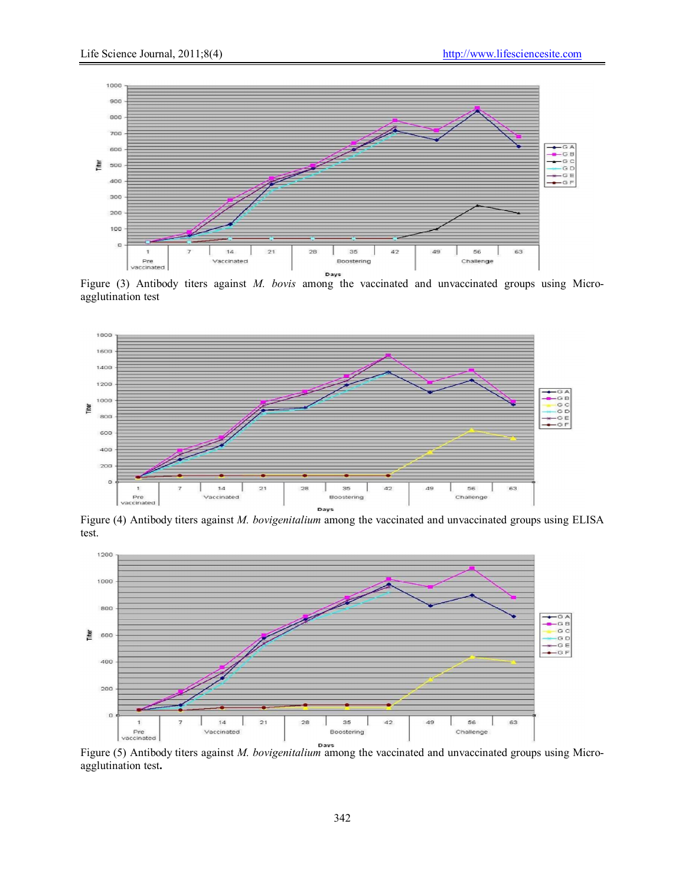Figure (3) Antibody titers against *M. bovis* among the vaccinated and unvaccinated groups using Micro-agglutination test

Figure (4) Antibody titers against *M. bovigenitalium* among the vaccinated and unvaccinated groups using ELISA test.

Figure (5) Antibody titers against *M. bovigenitalium* among the vaccinated and unvaccinated groups using Micro-agglutination test.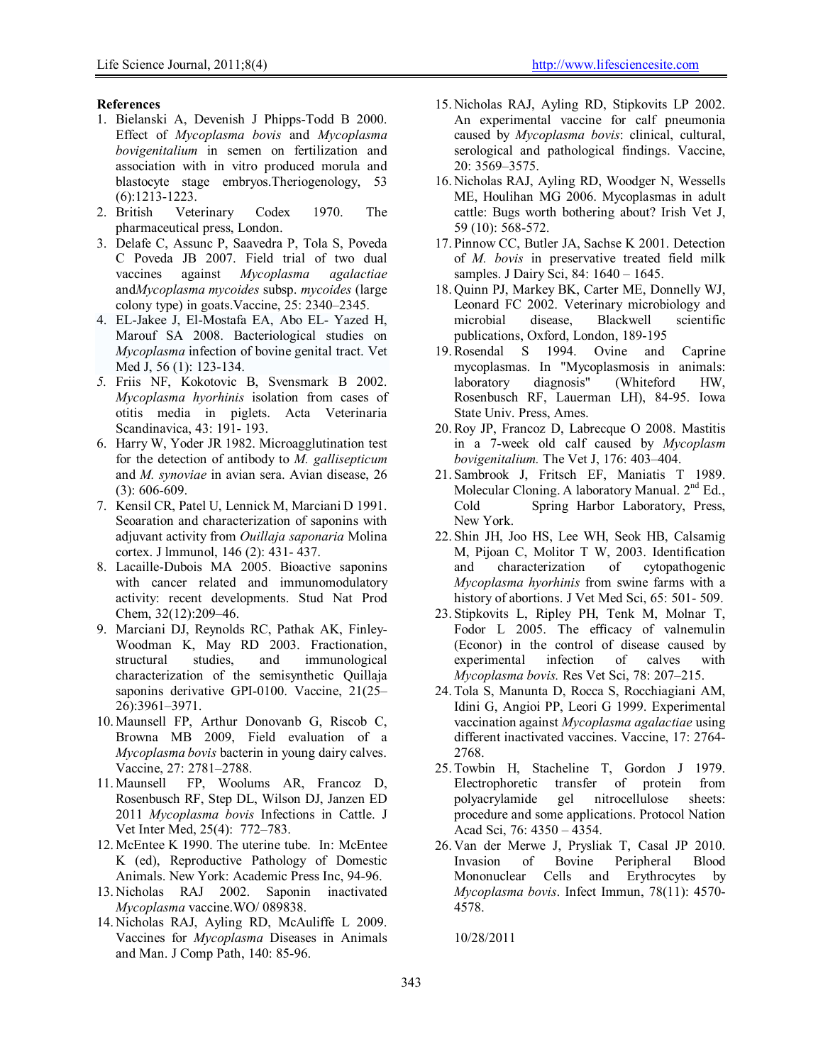**References**

1. Bielanski A, Devenish J Phipps-Todd B 2000. Effect of *Mycoplasma bovis* and *Mycoplasma bovigenitalium* in semen on fertilization and association with in vitro produced morula and blastocyte stage embryos.Theriogenology, 53 (6):1213-1223.
2. British Veterinary Codex 1970. The pharmaceutical press, London.
3. Delafe C, Assunc P, Saavedra P, Tola S, Poveda C Poveda JB 2007. Field trial of two dual vaccines against *Mycoplasma agalactiae* and*Mycoplasma mycoides* subsp. *mycoides* (large colony type) in goats.Vaccine, 25: 2340–2345.
4. EL-Jakee J, El-Mostafa EA, Abo EL- Yazed H, Marouf SA 2008. Bacteriological studies on *Mycoplasma* infection of bovine genital tract. Vet Med J, 56 (1): 123-134.
5. Friis NF, Kokotovic B, Svensmark B 2002. *Mycoplasma hyorhinis* isolation from cases of otitis media in piglets. Acta Veterinaria Scandinavica, 43: 191- 193.
6. Harry W, Yoder JR 1982. Microagglutination test for the detection of antibody to *M. gallisepticum* and *M. synoviae* in avian sera. Avian disease, 26 (3): 606-609.
7. Kensil CR, Patel U, Lennick M, Marciani D 1991. Seoaration and characterization of saponins with adjuvant activity from *Ouillaja saponaria* Molina cortex. J lmmunol, 146 (2): 431- 437.
8. Lacaille-Dubois MA 2005. Bioactive saponins with cancer related and immunomodulatory activity: recent developments. Stud Nat Prod Chem, 32(12):209–46.
9. Marciani DJ, Reynolds RC, Pathak AK, Finley-Woodman K, May RD 2003. Fractionation, structural studies, and immunological characterization of the semisynthetic Quillaja saponins derivative GPI-0100. Vaccine, 21(25–26):3961–3971.
10. Maunsell FP, Arthur Donovanb G, Riscob C, Browna MB 2009, Field evaluation of a *Mycoplasma bovis* bacterin in young dairy calves. Vaccine, 27: 2781–2788.
11. Maunsell FP, Woolums AR, Francoz D, Rosenbusch RF, Step DL, Wilson DJ, Janzen ED 2011 *Mycoplasma bovis* Infections in Cattle. J Vet Inter Med, 25(4): 772–783.
12. McEntee K 1990. The uterine tube. In: McEntee K (ed), Reproductive Pathology of Domestic Animals. New York: Academic Press Inc, 94-96.
13. Nicholas RAJ 2002. Saponin inactivated *Mycoplasma* vaccine.WO/ 089838.
14. Nicholas RAJ, Ayling RD, McAuliffe L 2009. Vaccines for *Mycoplasma* Diseases in Animals and Man. J Comp Path, 140: 85-96.
15. Nicholas RAJ, Ayling RD, Stipkovits LP 2002. An experimental vaccine for calf pneumonia caused by *Mycoplasma bovis*: clinical, cultural, serological and pathological findings. Vaccine, 20: 3569–3575.
16. Nicholas RAJ, Ayling RD, Woodger N, Wessells ME, Houlihan MG 2006. Mycoplasmas in adult cattle: Bugs worth bothering about? Irish Vet J, 59 (10): 568-572.
17. Pinnow CC, Butler JA, Sachse K 2001. Detection of *M. bovis* in preservative treated field milk samples. J Dairy Sci, 84: 1640 – 1645.
18. Quinn PJ, Markey BK, Carter ME, Donnelly WJ, Leonard FC 2002. Veterinary microbiology and microbial disease, Blackwell scientific publications, Oxford, London, 189-195
19. Rosendal S 1994. Ovine and Caprine mycoplasmas. In "Mycoplasmosis in animals: laboratory diagnosis" (Whiteford HW, Rosenbusch RF, Lauerman LH), 84-95. Iowa State Univ. Press, Ames.
20. Roy JP, Francoz D, Labrecque O 2008. Mastitis in a 7-week old calf caused by *Mycoplasm bovigenitalium.* The Vet J, 176: 403–404.
21. Sambrook J, Fritsch EF, Maniatis T 1989. Molecular Cloning. A laboratory Manual. 2nd Ed., Cold Spring Harbor Laboratory, Press, New York.
22. Shin JH, Joo HS, Lee WH, Seok HB, Calsamig M, Pijoan C, Molitor T W, 2003. Identification and characterization of cytopathogenic *Mycoplasma hyorhinis* from swine farms with a history of abortions. J Vet Med Sci, 65: 501- 509.
23. Stipkovits L, Ripley PH, Tenk M, Molnar T, Fodor L 2005. The efficacy of valnemulin (Econor) in the control of disease caused by experimental infection of calves with *Mycoplasma bovis.* Res Vet Sci, 78: 207–215.
24. Tola S, Manunta D, Rocca S, Rocchiagiani AM, Idini G, Angioi PP, Leori G 1999. Experimental vaccination against *Mycoplasma agalactiae* using different inactivated vaccines. Vaccine, 17: 2764-2768.
25. Towbin H, Stacheline T, Gordon J 1979. Electrophoretic transfer of protein from polyacrylamide gel nitrocellulose sheets: procedure and some applications. Protocol Nation Acad Sci, 76: 4350 – 4354.
26. Van der Merwe J, Prysliak T, Casal JP 2010. Invasion of Bovine Peripheral Blood Mononuclear Cells and Erythrocytes by *Mycoplasma bovis*. Infect Immun, 78(11): 4570-4578.

10/28/2011